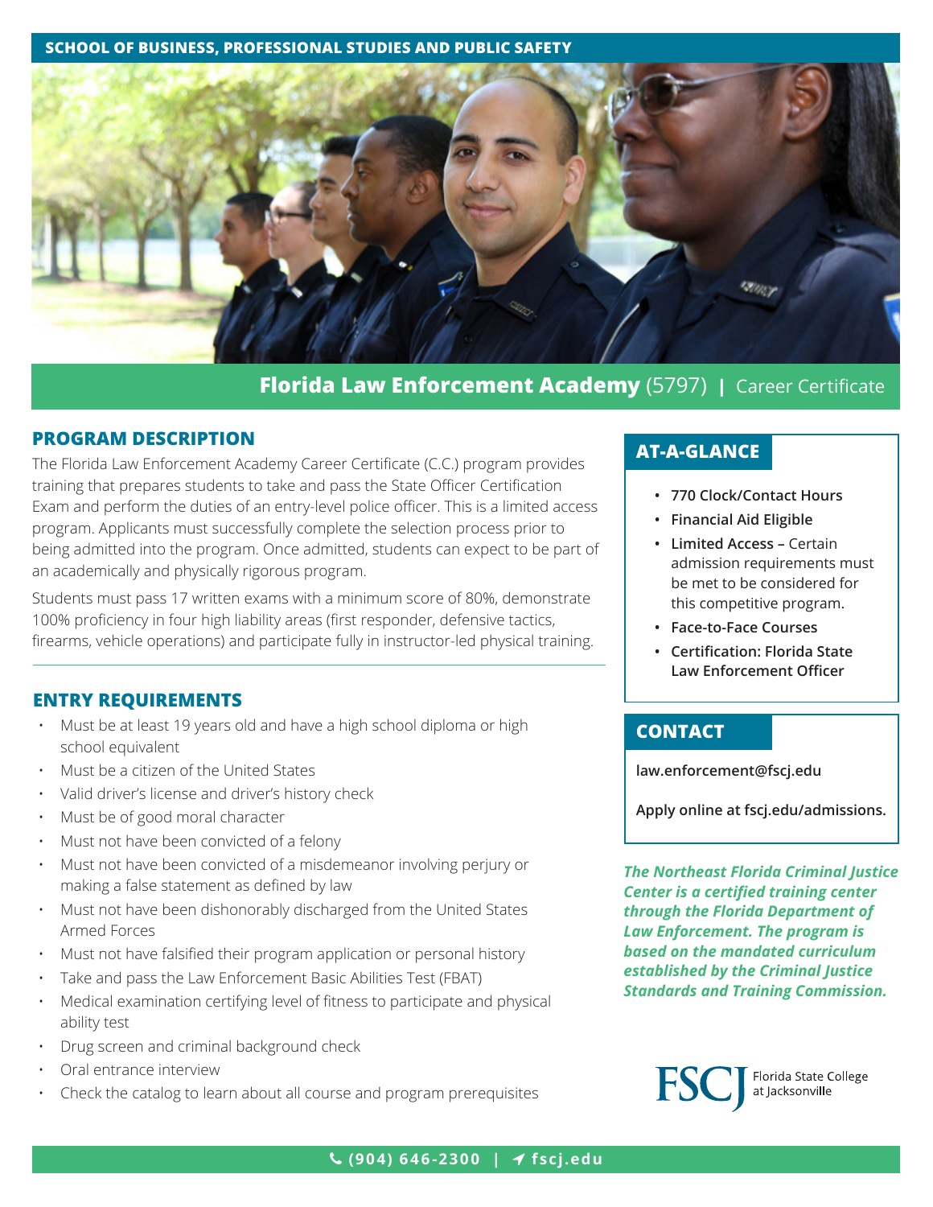SCHOOL OF BUSINESS, PROFESSIONAL STUDIES AND PUBLIC SAFETY

# Florida Law Enforcement Academy (5797) | Career Certificate

## PROGRAM DESCRIPTION

The Florida Law Enforcement Academy Career Certificate (C.C.) program provides training that prepares students to take and pass the State Officer Certification Exam and perform the duties of an entry-level police officer. This is a limited access program. Applicants must successfully complete the selection process prior to being admitted into the program. Once admitted, students can expect to be part of an academically and physically rigorous program.

Students must pass 17 written exams with a minimum score of 80%, demonstrate 100% proficiency in four high liability areas (first responder, defensive tactics, firearms, vehicle operations) and participate fully in instructor-led physical training.

## ENTRY REQUIREMENTS

- Must be at least 19 years old and have a high school diploma or high school equivalent
- Must be a citizen of the United States
- Valid driver's license and driver's history check
- Must be of good moral character
- Must not have been convicted of a felony
- Must not have been convicted of a misdemeanor involving perjury or making a false statement as defined by law
- Must not have been dishonorably discharged from the United States Armed Forces
- Must not have falsified their program application or personal history
- Take and pass the Law Enforcement Basic Abilities Test (FBAT)
- Medical examination certifying level of fitness to participate and physical ability test
- Drug screen and criminal background check
- Oral entrance interview
- Check the catalog to learn about all course and program prerequisites

## AT-A-GLANCE

- **770 Clock/Contact Hours**
- **Financial Aid Eligible**
- **Limited Access –** Certain admission requirements must be met to be considered for this competitive program.
- **Face-to-Face Courses**
- **Certification: Florida State Law Enforcement Officer**

## CONTACT

**law.enforcement@fscj.edu**

**Apply online at fscj.edu/admissions.**

***The Northeast Florida Criminal Justice Center is a certified training center through the Florida Department of Law Enforcement. The program is based on the mandated curriculum established by the Criminal Justice Standards and Training Commission.***

FSCJ Florida State College at Jacksonville

(904) 646-2300 | fscj.edu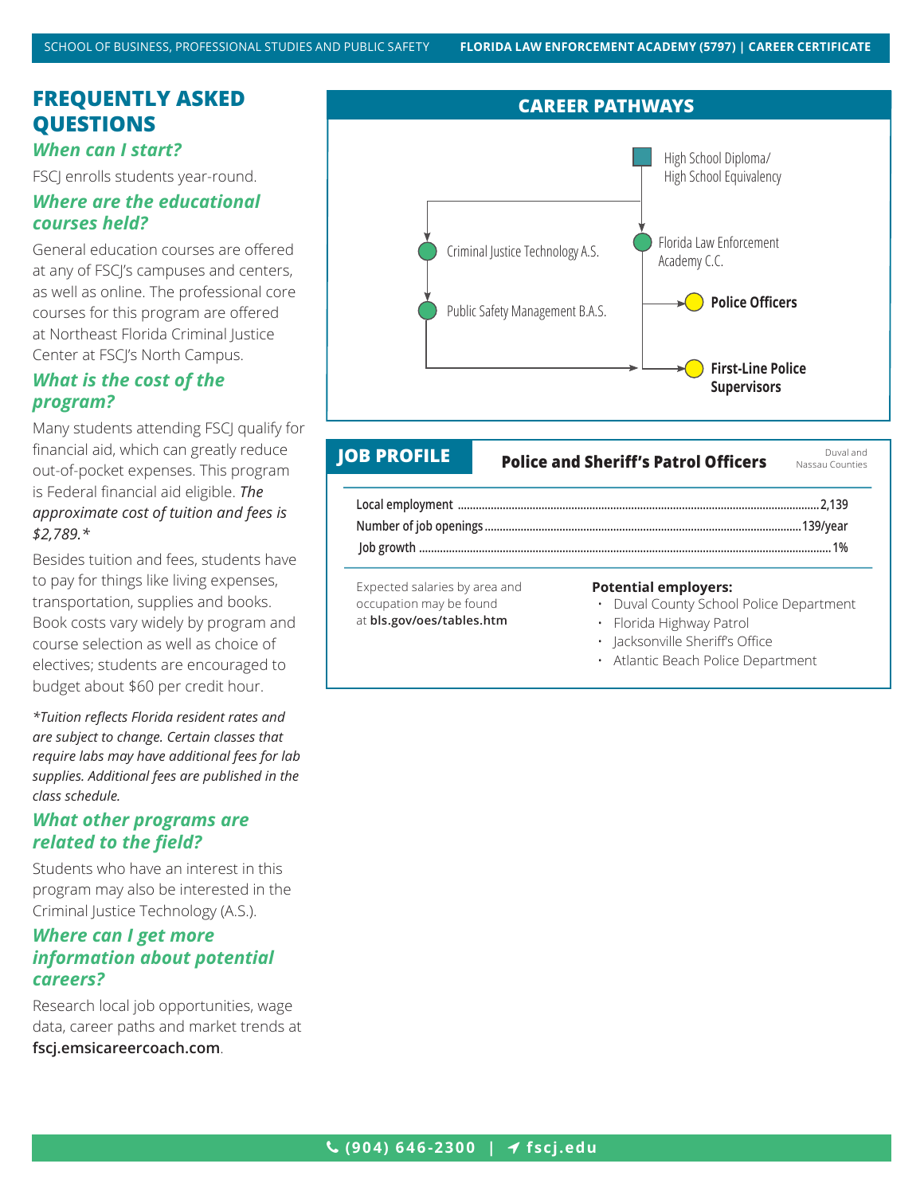## FREQUENTLY ASKED QUESTIONS

### *When can I start?*

FSCJ enrolls students year-round.

### *Where are the educational courses held?*

General education courses are offered at any of FSCJ's campuses and centers, as well as online. The professional core courses for this program are offered at Northeast Florida Criminal Justice Center at FSCJ's North Campus.

### *What is the cost of the program?*

Many students attending FSCJ qualify for financial aid, which can greatly reduce out-of-pocket expenses. This program is Federal financial aid eligible. *The approximate cost of tuition and fees is $2,789.**

Besides tuition and fees, students have to pay for things like living expenses, transportation, supplies and books. Book costs vary widely by program and course selection as well as choice of electives; students are encouraged to budget about $60 per credit hour.

*\*Tuition reflects Florida resident rates and are subject to change. Certain classes that require labs may have additional fees for lab supplies. Additional fees are published in the class schedule.*

### *What other programs are related to the field?*

Students who have an interest in this program may also be interested in the Criminal Justice Technology (A.S.).

### *Where can I get more information about potential careers?*

Research local job opportunities, wage data, career paths and market trends at **fscj.emsicareercoach.com**.

## CAREER PATHWAYS

High School Diploma/
High School Equivalency

Criminal Justice Technology A.S.

Public Safety Management B.A.S.

Florida Law Enforcement Academy C.C.

**Police Officers**

**First-Line Police Supervisors**

## JOB PROFILE

**Police and Sheriff's Patrol Officers**

Duval and Nassau Counties

| | |
|---|---|
| Local employment | 2,139 |
| Number of job openings | 139/year |
| Job growth | 1% |

Expected salaries by area and occupation may be found at **bls.gov/oes/tables.htm**

**Potential employers:**

- Duval County School Police Department
- Florida Highway Patrol
- Jacksonville Sheriff's Office
- Atlantic Beach Police Department